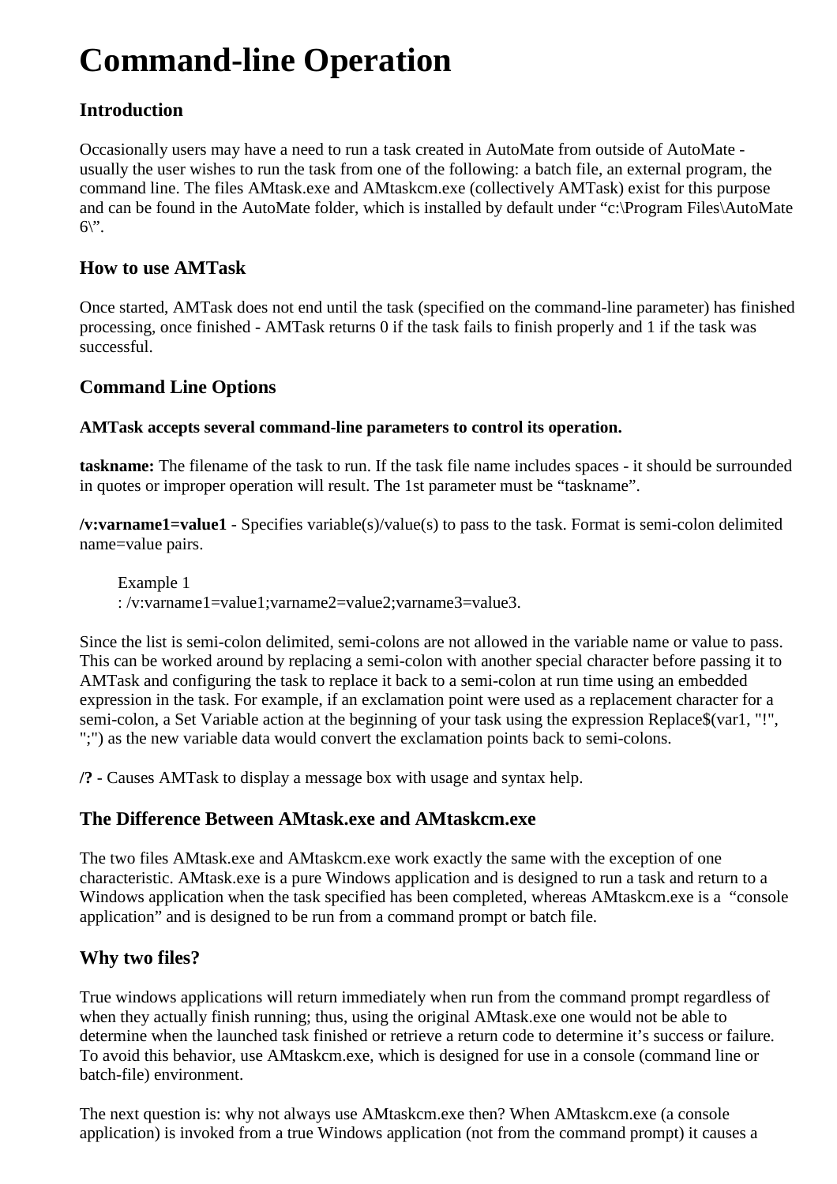# Command-line Operation

## Introduction

Occasionally users may have a need to run a task created in AutoMate from outside of AutoMate - usually the user wishes to run the task from one of the following: a batch file, an external program, the command line. The files AMtask.exe and AMtaskcm.exe (collectively AMTask) exist for this purpose and can be found in the AutoMate folder, which is installed by default under "c:\Program Files\AutoMate 6\".

## How to use AMTask

Once started, AMTask does not end until the task (specified on the command-line parameter) has finished processing, once finished - AMTask returns 0 if the task fails to finish properly and 1 if the task was successful.

## Command Line Options

**AMTask accepts several command-line parameters to control its operation.**

**taskname:** The filename of the task to run. If the task file name includes spaces - it should be surrounded in quotes or improper operation will result. The 1st parameter must be "taskname".

**/v:varname1=value1** - Specifies variable(s)/value(s) to pass to the task. Format is semi-colon delimited name=value pairs.

> Example 1
> : /v:varname1=value1;varname2=value2;varname3=value3.

Since the list is semi-colon delimited, semi-colons are not allowed in the variable name or value to pass. This can be worked around by replacing a semi-colon with another special character before passing it to AMTask and configuring the task to replace it back to a semi-colon at run time using an embedded expression in the task. For example, if an exclamation point were used as a replacement character for a semi-colon, a Set Variable action at the beginning of your task using the expression Replace$(var1, "!", ";") as the new variable data would convert the exclamation points back to semi-colons.

**/?** - Causes AMTask to display a message box with usage and syntax help.

## The Difference Between AMtask.exe and AMtaskcm.exe

The two files AMtask.exe and AMtaskcm.exe work exactly the same with the exception of one characteristic. AMtask.exe is a pure Windows application and is designed to run a task and return to a Windows application when the task specified has been completed, whereas AMtaskcm.exe is a "console application" and is designed to be run from a command prompt or batch file.

## Why two files?

True windows applications will return immediately when run from the command prompt regardless of when they actually finish running; thus, using the original AMtask.exe one would not be able to determine when the launched task finished or retrieve a return code to determine it's success or failure. To avoid this behavior, use AMtaskcm.exe, which is designed for use in a console (command line or batch-file) environment.

The next question is: why not always use AMtaskcm.exe then? When AMtaskcm.exe (a console application) is invoked from a true Windows application (not from the command prompt) it causes a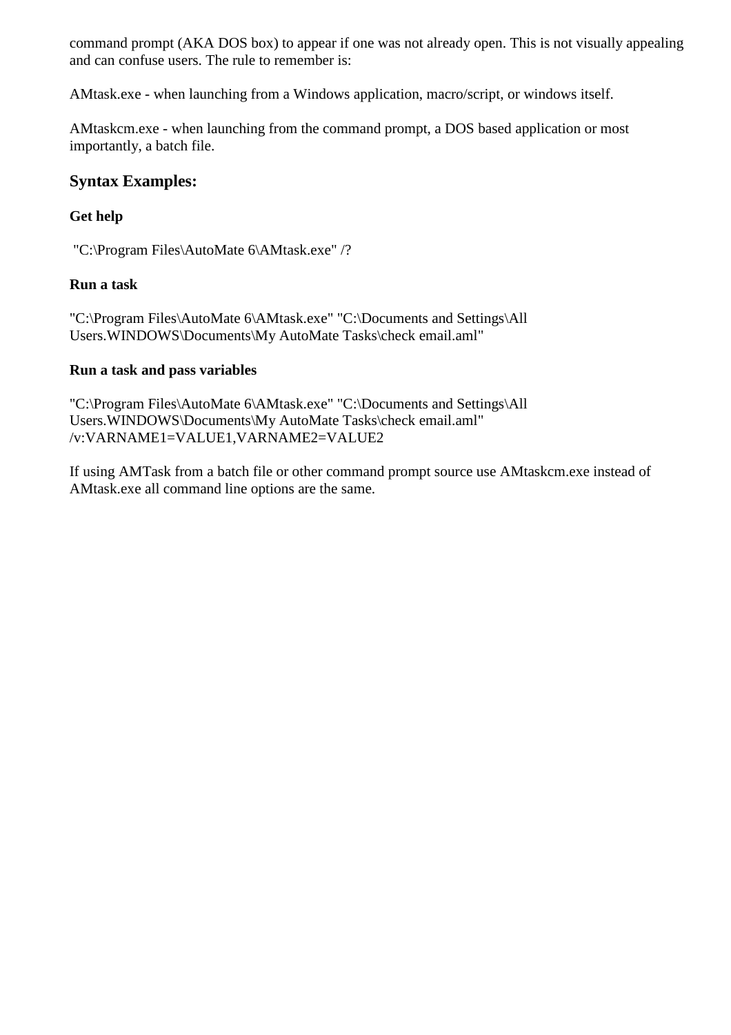command prompt (AKA DOS box) to appear if one was not already open. This is not visually appealing and can confuse users. The rule to remember is:

AMtask.exe - when launching from a Windows application, macro/script, or windows itself.

AMtaskcm.exe - when launching from the command prompt, a DOS based application or most importantly, a batch file.

## Syntax Examples:

**Get help**

"C:\Program Files\AutoMate 6\AMtask.exe" /?

**Run a task**

"C:\Program Files\AutoMate 6\AMtask.exe" "C:\Documents and Settings\All Users.WINDOWS\Documents\My AutoMate Tasks\check email.aml"

**Run a task and pass variables**

"C:\Program Files\AutoMate 6\AMtask.exe" "C:\Documents and Settings\All Users.WINDOWS\Documents\My AutoMate Tasks\check email.aml" /v:VARNAME1=VALUE1,VARNAME2=VALUE2

If using AMTask from a batch file or other command prompt source use AMtaskcm.exe instead of AMtask.exe all command line options are the same.